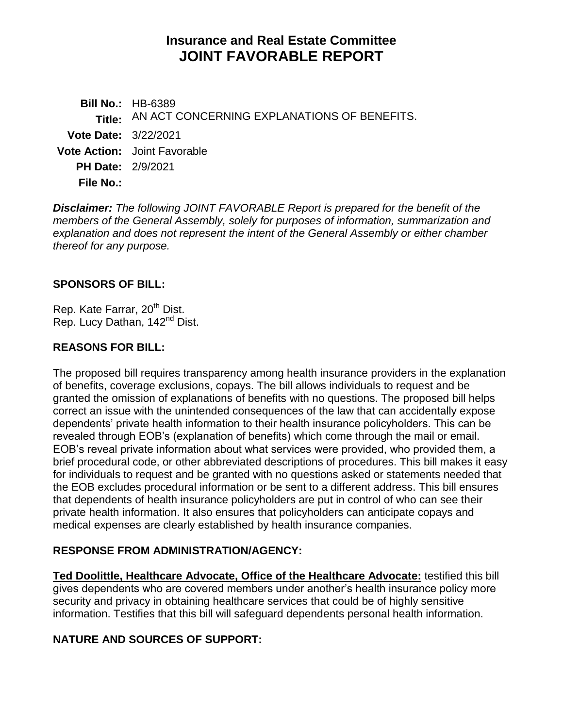# Insurance and Real Estate Committee
# JOINT FAVORABLE REPORT

**Bill No.:** HB-6389
**Title:** AN ACT CONCERNING EXPLANATIONS OF BENEFITS.
**Vote Date:** 3/22/2021
**Vote Action:** Joint Favorable
**PH Date:** 2/9/2021
**File No.:**

***Disclaimer:*** *The following JOINT FAVORABLE Report is prepared for the benefit of the members of the General Assembly, solely for purposes of information, summarization and explanation and does not represent the intent of the General Assembly or either chamber thereof for any purpose.*

## SPONSORS OF BILL:

Rep. Kate Farrar, 20th Dist.
Rep. Lucy Dathan, 142nd Dist.

## REASONS FOR BILL:

The proposed bill requires transparency among health insurance providers in the explanation of benefits, coverage exclusions, copays. The bill allows individuals to request and be granted the omission of explanations of benefits with no questions. The proposed bill helps correct an issue with the unintended consequences of the law that can accidentally expose dependents' private health information to their health insurance policyholders. This can be revealed through EOB's (explanation of benefits) which come through the mail or email. EOB's reveal private information about what services were provided, who provided them, a brief procedural code, or other abbreviated descriptions of procedures. This bill makes it easy for individuals to request and be granted with no questions asked or statements needed that the EOB excludes procedural information or be sent to a different address. This bill ensures that dependents of health insurance policyholders are put in control of who can see their private health information. It also ensures that policyholders can anticipate copays and medical expenses are clearly established by health insurance companies.

## RESPONSE FROM ADMINISTRATION/AGENCY:

**Ted Doolittle, Healthcare Advocate, Office of the Healthcare Advocate:** testified this bill gives dependents who are covered members under another's health insurance policy more security and privacy in obtaining healthcare services that could be of highly sensitive information. Testifies that this bill will safeguard dependents personal health information.

## NATURE AND SOURCES OF SUPPORT: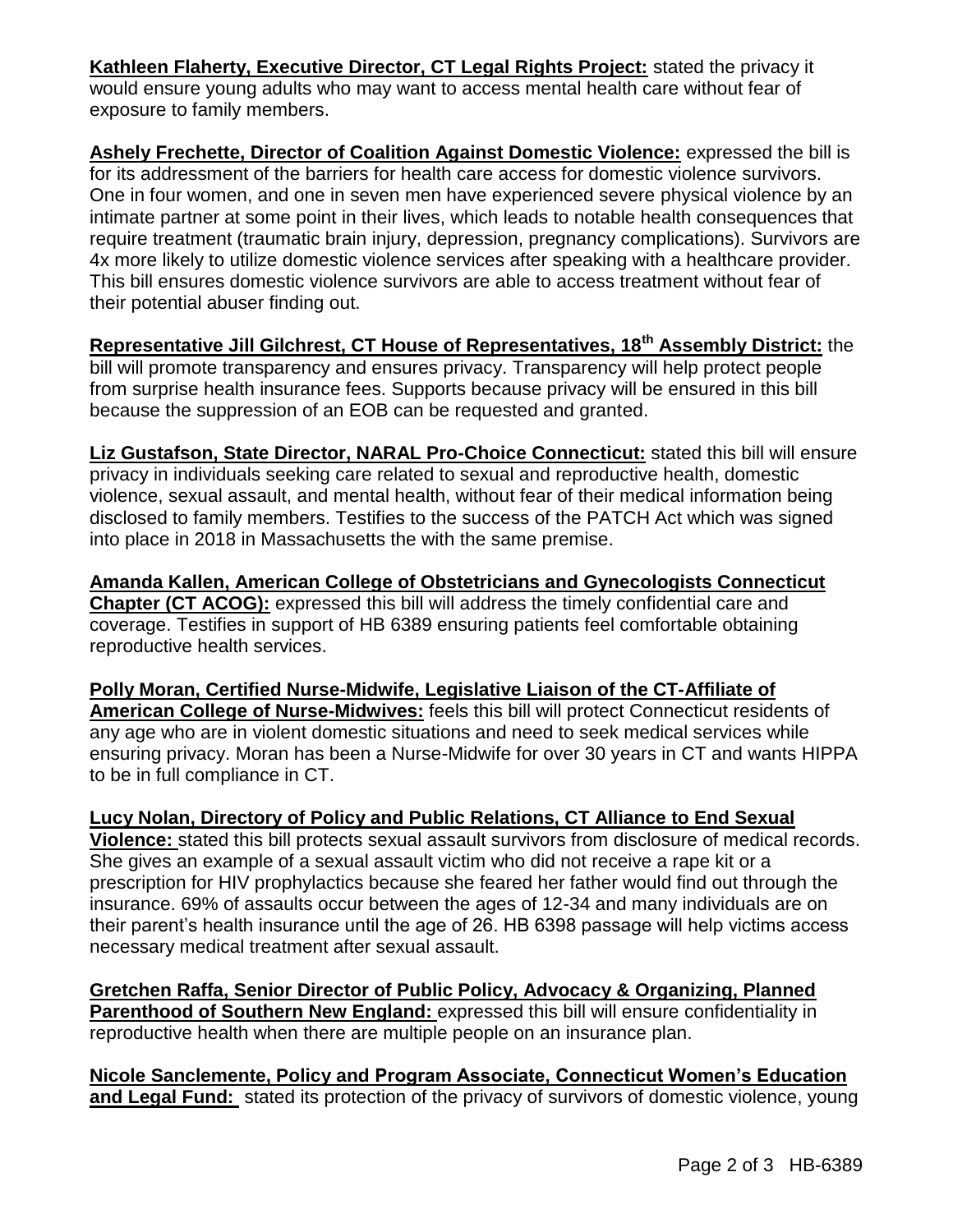**Kathleen Flaherty, Executive Director, CT Legal Rights Project:** stated the privacy it would ensure young adults who may want to access mental health care without fear of exposure to family members.

**Ashely Frechette, Director of Coalition Against Domestic Violence:** expressed the bill is for its addressment of the barriers for health care access for domestic violence survivors. One in four women, and one in seven men have experienced severe physical violence by an intimate partner at some point in their lives, which leads to notable health consequences that require treatment (traumatic brain injury, depression, pregnancy complications). Survivors are 4x more likely to utilize domestic violence services after speaking with a healthcare provider. This bill ensures domestic violence survivors are able to access treatment without fear of their potential abuser finding out.

**Representative Jill Gilchrest, CT House of Representatives, 18th Assembly District:** the bill will promote transparency and ensures privacy. Transparency will help protect people from surprise health insurance fees. Supports because privacy will be ensured in this bill because the suppression of an EOB can be requested and granted.

**Liz Gustafson, State Director, NARAL Pro-Choice Connecticut:** stated this bill will ensure privacy in individuals seeking care related to sexual and reproductive health, domestic violence, sexual assault, and mental health, without fear of their medical information being disclosed to family members. Testifies to the success of the PATCH Act which was signed into place in 2018 in Massachusetts the with the same premise.

**Amanda Kallen, American College of Obstetricians and Gynecologists Connecticut Chapter (CT ACOG):** expressed this bill will address the timely confidential care and coverage. Testifies in support of HB 6389 ensuring patients feel comfortable obtaining reproductive health services.

**Polly Moran, Certified Nurse-Midwife, Legislative Liaison of the CT-Affiliate of American College of Nurse-Midwives:** feels this bill will protect Connecticut residents of any age who are in violent domestic situations and need to seek medical services while ensuring privacy. Moran has been a Nurse-Midwife for over 30 years in CT and wants HIPPA to be in full compliance in CT.

**Lucy Nolan, Directory of Policy and Public Relations, CT Alliance to End Sexual Violence:** stated this bill protects sexual assault survivors from disclosure of medical records. She gives an example of a sexual assault victim who did not receive a rape kit or a prescription for HIV prophylactics because she feared her father would find out through the insurance. 69% of assaults occur between the ages of 12-34 and many individuals are on their parent's health insurance until the age of 26. HB 6398 passage will help victims access necessary medical treatment after sexual assault.

**Gretchen Raffa, Senior Director of Public Policy, Advocacy & Organizing, Planned Parenthood of Southern New England:** expressed this bill will ensure confidentiality in reproductive health when there are multiple people on an insurance plan.

**Nicole Sanclemente, Policy and Program Associate, Connecticut Women's Education and Legal Fund:** stated its protection of the privacy of survivors of domestic violence, young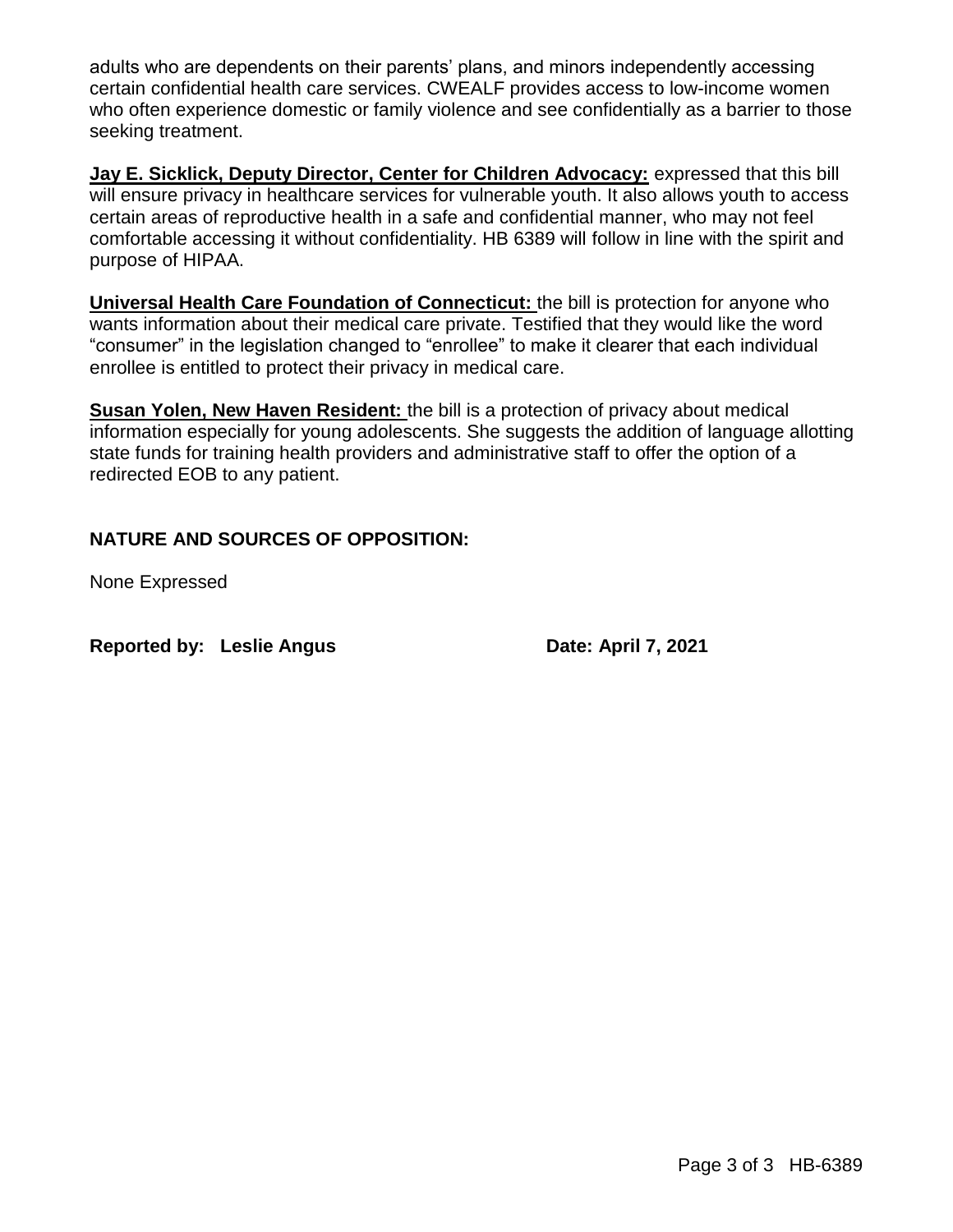adults who are dependents on their parents' plans, and minors independently accessing certain confidential health care services. CWEALF provides access to low-income women who often experience domestic or family violence and see confidentially as a barrier to those seeking treatment.

**Jay E. Sicklick, Deputy Director, Center for Children Advocacy:** expressed that this bill will ensure privacy in healthcare services for vulnerable youth. It also allows youth to access certain areas of reproductive health in a safe and confidential manner, who may not feel comfortable accessing it without confidentiality. HB 6389 will follow in line with the spirit and purpose of HIPAA.

**Universal Health Care Foundation of Connecticut:** the bill is protection for anyone who wants information about their medical care private. Testified that they would like the word "consumer" in the legislation changed to "enrollee" to make it clearer that each individual enrollee is entitled to protect their privacy in medical care.

**Susan Yolen, New Haven Resident:** the bill is a protection of privacy about medical information especially for young adolescents. She suggests the addition of language allotting state funds for training health providers and administrative staff to offer the option of a redirected EOB to any patient.

## NATURE AND SOURCES OF OPPOSITION:

None Expressed

**Reported by: Leslie Angus** **Date: April 7, 2021**